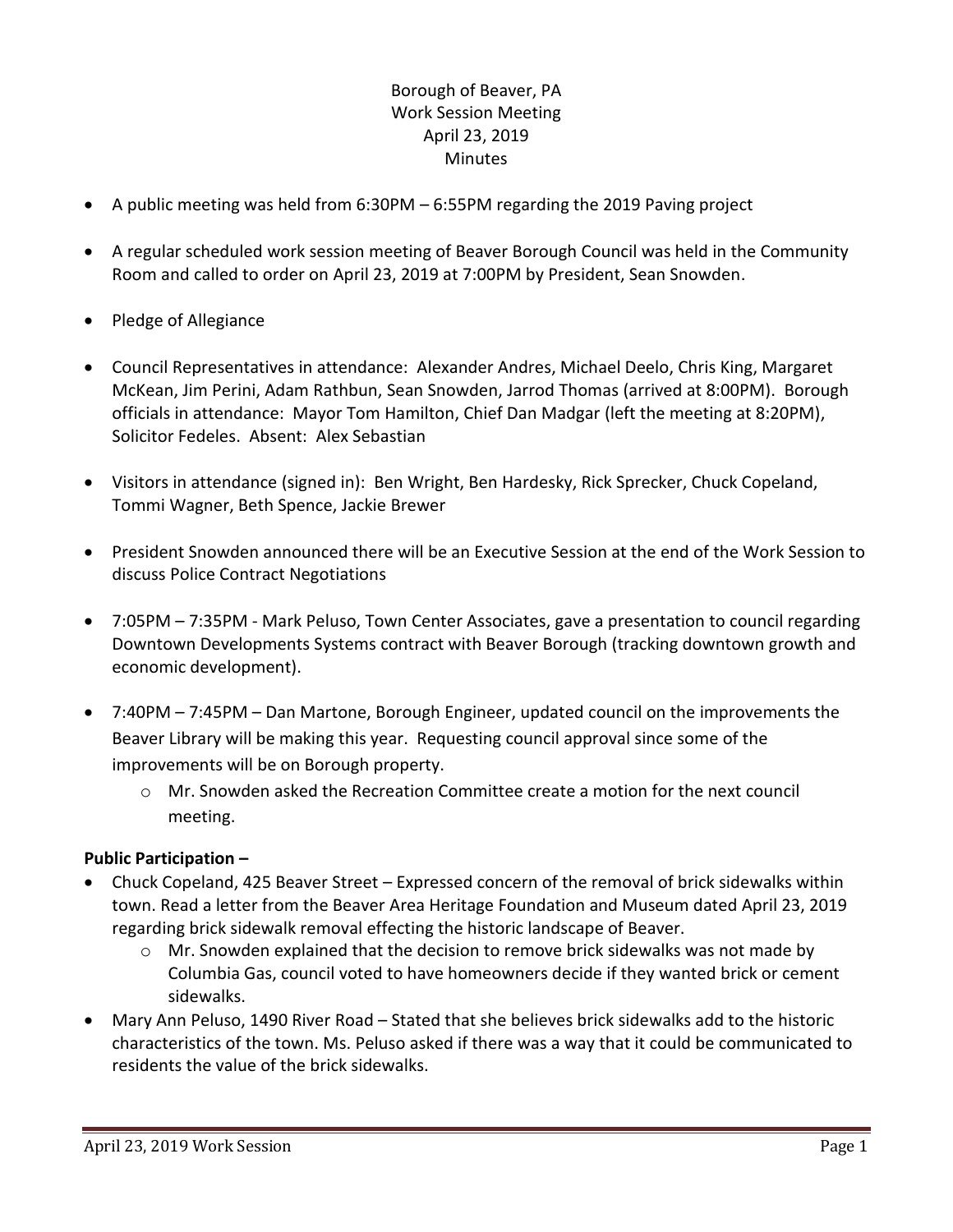Borough of Beaver, PA
Work Session Meeting
April 23, 2019
Minutes

- A public meeting was held from 6:30PM – 6:55PM regarding the 2019 Paving project

- A regular scheduled work session meeting of Beaver Borough Council was held in the Community Room and called to order on April 23, 2019 at 7:00PM by President, Sean Snowden.

- Pledge of Allegiance

- Council Representatives in attendance: Alexander Andres, Michael Deelo, Chris King, Margaret McKean, Jim Perini, Adam Rathbun, Sean Snowden, Jarrod Thomas (arrived at 8:00PM). Borough officials in attendance: Mayor Tom Hamilton, Chief Dan Madgar (left the meeting at 8:20PM), Solicitor Fedeles. Absent: Alex Sebastian

- Visitors in attendance (signed in): Ben Wright, Ben Hardesky, Rick Sprecker, Chuck Copeland, Tommi Wagner, Beth Spence, Jackie Brewer

- President Snowden announced there will be an Executive Session at the end of the Work Session to discuss Police Contract Negotiations

- 7:05PM – 7:35PM - Mark Peluso, Town Center Associates, gave a presentation to council regarding Downtown Developments Systems contract with Beaver Borough (tracking downtown growth and economic development).

- 7:40PM – 7:45PM – Dan Martone, Borough Engineer, updated council on the improvements the Beaver Library will be making this year. Requesting council approval since some of the improvements will be on Borough property.
    - Mr. Snowden asked the Recreation Committee create a motion for the next council meeting.

**Public Participation –**

- Chuck Copeland, 425 Beaver Street – Expressed concern of the removal of brick sidewalks within town. Read a letter from the Beaver Area Heritage Foundation and Museum dated April 23, 2019 regarding brick sidewalk removal effecting the historic landscape of Beaver.
    - Mr. Snowden explained that the decision to remove brick sidewalks was not made by Columbia Gas, council voted to have homeowners decide if they wanted brick or cement sidewalks.
- Mary Ann Peluso, 1490 River Road – Stated that she believes brick sidewalks add to the historic characteristics of the town. Ms. Peluso asked if there was a way that it could be communicated to residents the value of the brick sidewalks.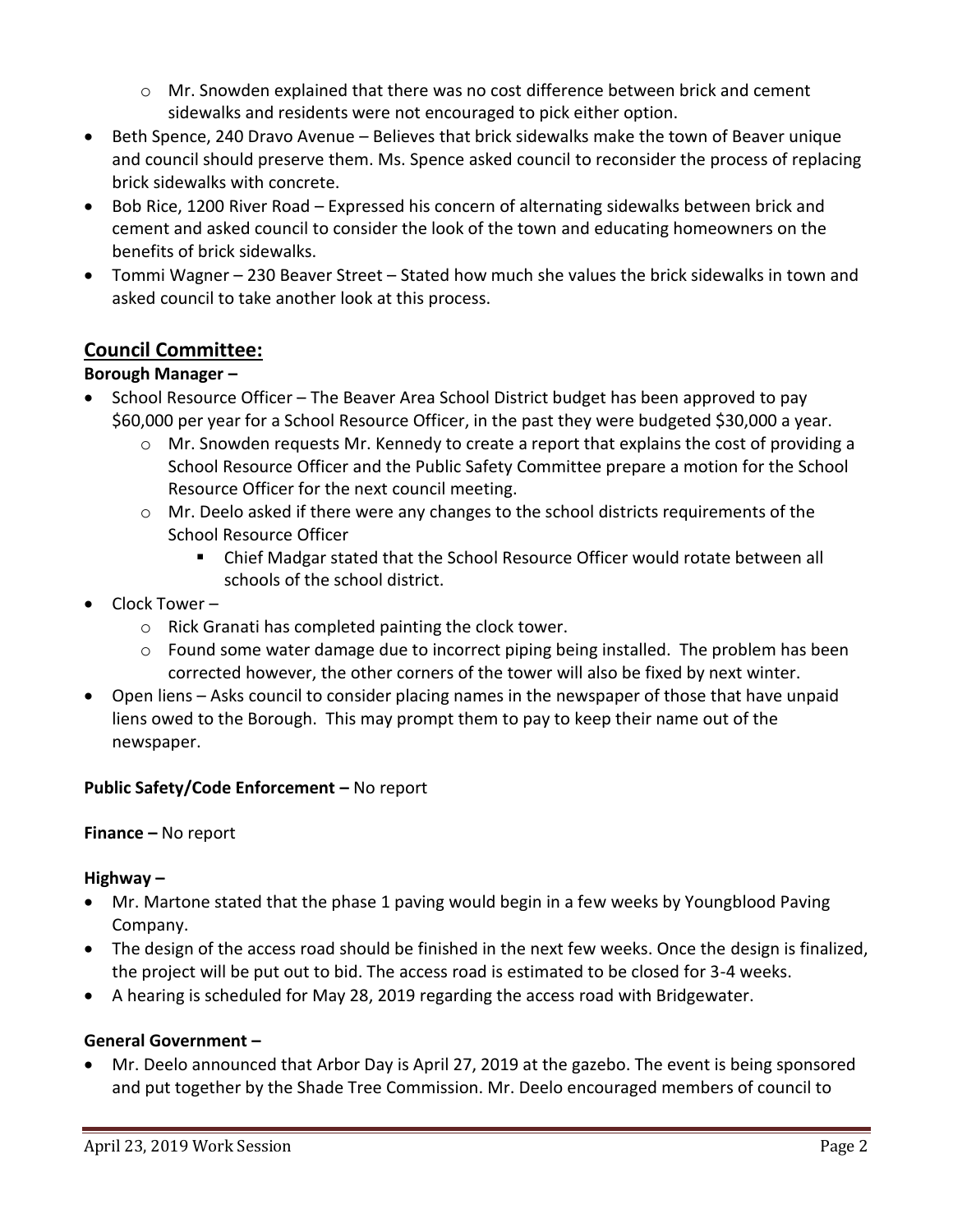- Mr. Snowden explained that there was no cost difference between brick and cement sidewalks and residents were not encouraged to pick either option.

- Beth Spence, 240 Dravo Avenue – Believes that brick sidewalks make the town of Beaver unique and council should preserve them. Ms. Spence asked council to reconsider the process of replacing brick sidewalks with concrete.
- Bob Rice, 1200 River Road – Expressed his concern of alternating sidewalks between brick and cement and asked council to consider the look of the town and educating homeowners on the benefits of brick sidewalks.
- Tommi Wagner – 230 Beaver Street – Stated how much she values the brick sidewalks in town and asked council to take another look at this process.

## Council Committee:

**Borough Manager –**

- School Resource Officer – The Beaver Area School District budget has been approved to pay $60,000 per year for a School Resource Officer, in the past they were budgeted $30,000 a year.
  - Mr. Snowden requests Mr. Kennedy to create a report that explains the cost of providing a School Resource Officer and the Public Safety Committee prepare a motion for the School Resource Officer for the next council meeting.
  - Mr. Deelo asked if there were any changes to the school districts requirements of the School Resource Officer
    - Chief Madgar stated that the School Resource Officer would rotate between all schools of the school district.
- Clock Tower –
  - Rick Granati has completed painting the clock tower.
  - Found some water damage due to incorrect piping being installed. The problem has been corrected however, the other corners of the tower will also be fixed by next winter.
- Open liens – Asks council to consider placing names in the newspaper of those that have unpaid liens owed to the Borough. This may prompt them to pay to keep their name out of the newspaper.

**Public Safety/Code Enforcement –** No report

**Finance –** No report

**Highway –**

- Mr. Martone stated that the phase 1 paving would begin in a few weeks by Youngblood Paving Company.
- The design of the access road should be finished in the next few weeks. Once the design is finalized, the project will be put out to bid. The access road is estimated to be closed for 3-4 weeks.
- A hearing is scheduled for May 28, 2019 regarding the access road with Bridgewater.

**General Government –**

- Mr. Deelo announced that Arbor Day is April 27, 2019 at the gazebo. The event is being sponsored and put together by the Shade Tree Commission. Mr. Deelo encouraged members of council to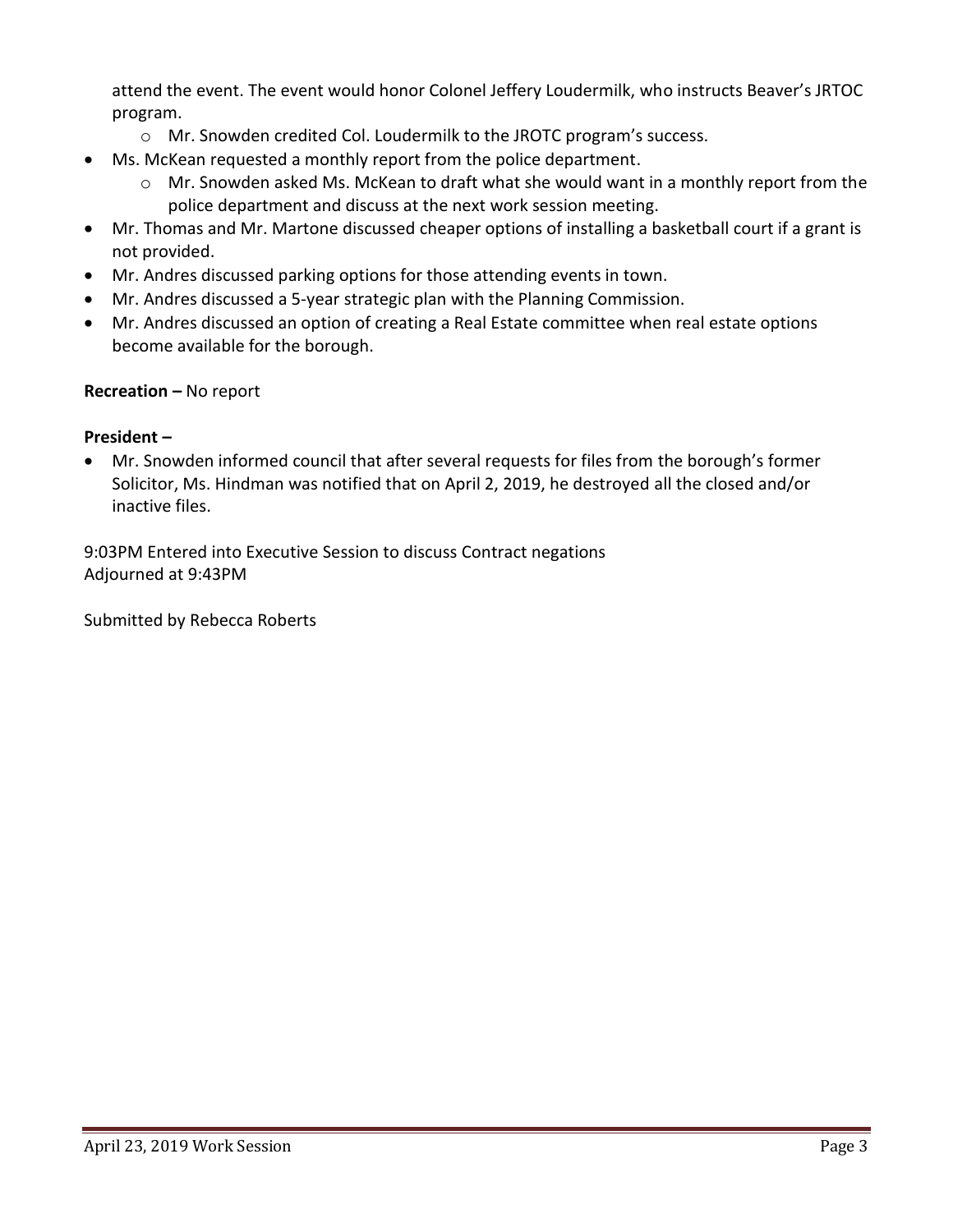attend the event. The event would honor Colonel Jeffery Loudermilk, who instructs Beaver's JRTOC program.
  - Mr. Snowden credited Col. Loudermilk to the JROTC program's success.
- Ms. McKean requested a monthly report from the police department.
  - Mr. Snowden asked Ms. McKean to draft what she would want in a monthly report from the police department and discuss at the next work session meeting.
- Mr. Thomas and Mr. Martone discussed cheaper options of installing a basketball court if a grant is not provided.
- Mr. Andres discussed parking options for those attending events in town.
- Mr. Andres discussed a 5-year strategic plan with the Planning Commission.
- Mr. Andres discussed an option of creating a Real Estate committee when real estate options become available for the borough.

**Recreation –** No report

**President –**

- Mr. Snowden informed council that after several requests for files from the borough's former Solicitor, Ms. Hindman was notified that on April 2, 2019, he destroyed all the closed and/or inactive files.

9:03PM Entered into Executive Session to discuss Contract negations
Adjourned at 9:43PM

Submitted by Rebecca Roberts